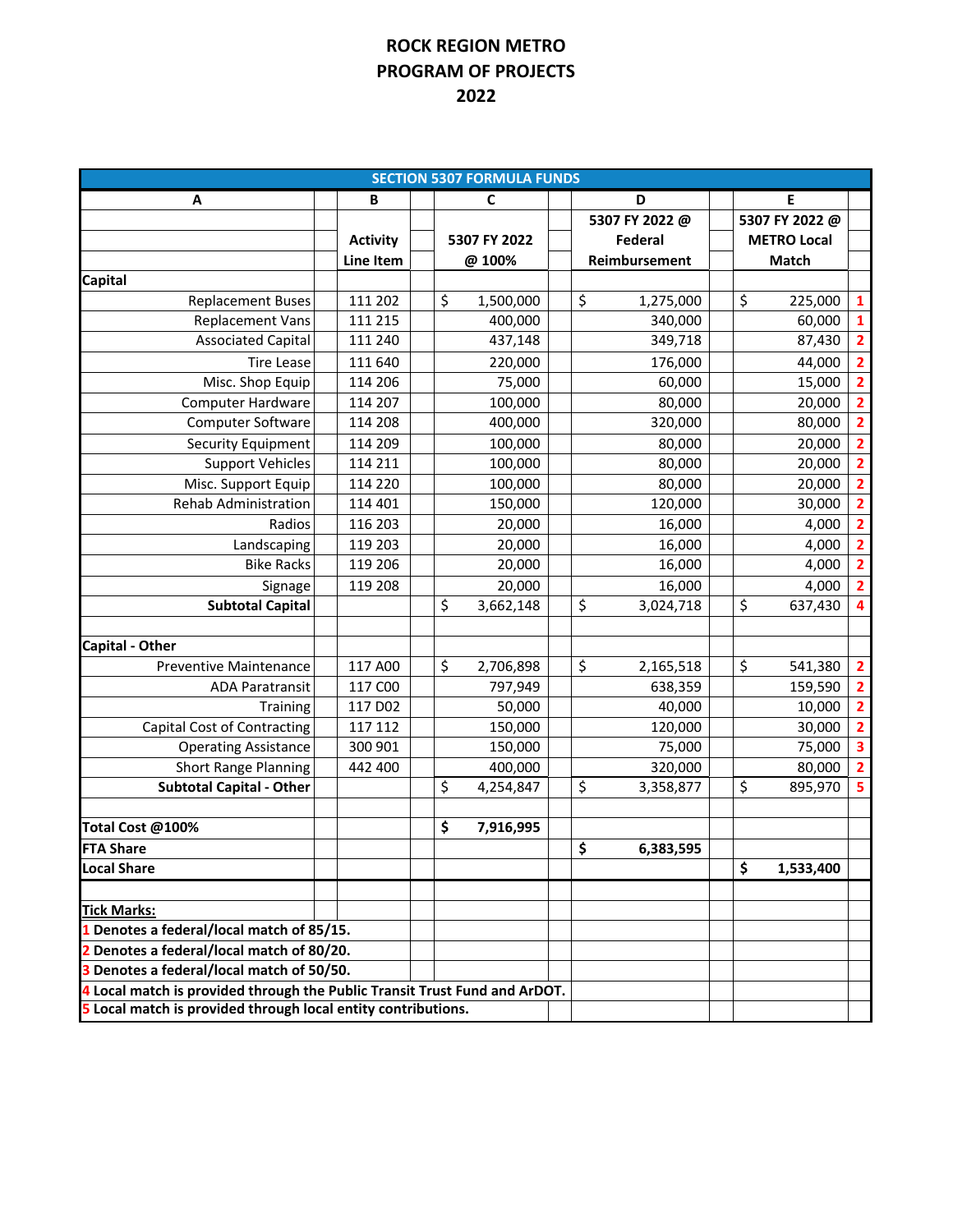# ROCK REGION METRO
# PROGRAM OF PROJECTS
# 2022

| SECTION 5307 FORMULA FUNDS | | | | | |
|---|---|---|---|---|---|
| A | B | C | D | E | |
| | Activity Line Item | 5307 FY 2022 @ 100% | 5307 FY 2022 @ Federal Reimbursement | 5307 FY 2022 @ METRO Local Match | |
| **Capital** | | | | | |
| Replacement Buses | 111 202 | $ 1,500,000 | $ 1,275,000 | $ 225,000 | 1 |
| Replacement Vans | 111 215 | 400,000 | 340,000 | 60,000 | 1 |
| Associated Capital | 111 240 | 437,148 | 349,718 | 87,430 | 2 |
| Tire Lease | 111 640 | 220,000 | 176,000 | 44,000 | 2 |
| Misc. Shop Equip | 114 206 | 75,000 | 60,000 | 15,000 | 2 |
| Computer Hardware | 114 207 | 100,000 | 80,000 | 20,000 | 2 |
| Computer Software | 114 208 | 400,000 | 320,000 | 80,000 | 2 |
| Security Equipment | 114 209 | 100,000 | 80,000 | 20,000 | 2 |
| Support Vehicles | 114 211 | 100,000 | 80,000 | 20,000 | 2 |
| Misc. Support Equip | 114 220 | 100,000 | 80,000 | 20,000 | 2 |
| Rehab Administration | 114 401 | 150,000 | 120,000 | 30,000 | 2 |
| Radios | 116 203 | 20,000 | 16,000 | 4,000 | 2 |
| Landscaping | 119 203 | 20,000 | 16,000 | 4,000 | 2 |
| Bike Racks | 119 206 | 20,000 | 16,000 | 4,000 | 2 |
| Signage | 119 208 | 20,000 | 16,000 | 4,000 | 2 |
| **Subtotal Capital** | | $ 3,662,148 | $ 3,024,718 | $ 637,430 | 4 |
| | | | | | |
| **Capital - Other** | | | | | |
| Preventive Maintenance | 117 A00 | $ 2,706,898 | $ 2,165,518 | $ 541,380 | 2 |
| ADA Paratransit | 117 C00 | 797,949 | 638,359 | 159,590 | 2 |
| Training | 117 D02 | 50,000 | 40,000 | 10,000 | 2 |
| Capital Cost of Contracting | 117 112 | 150,000 | 120,000 | 30,000 | 2 |
| Operating Assistance | 300 901 | 150,000 | 75,000 | 75,000 | 3 |
| Short Range Planning | 442 400 | 400,000 | 320,000 | 80,000 | 2 |
| **Subtotal Capital - Other** | | $ 4,254,847 | $ 3,358,877 | $ 895,970 | 5 |
| | | | | | |
| **Total Cost @100%** | | **$ 7,916,995** | | | |
| **FTA Share** | | | **$ 6,383,595** | | |
| **Local Share** | | | | **$ 1,533,400** | |

**Tick Marks:**

**1 Denotes a federal/local match of 85/15.**

**2 Denotes a federal/local match of 80/20.**

**3 Denotes a federal/local match of 50/50.**

**4 Local match is provided through the Public Transit Trust Fund and ArDOT.**

**5 Local match is provided through local entity contributions.**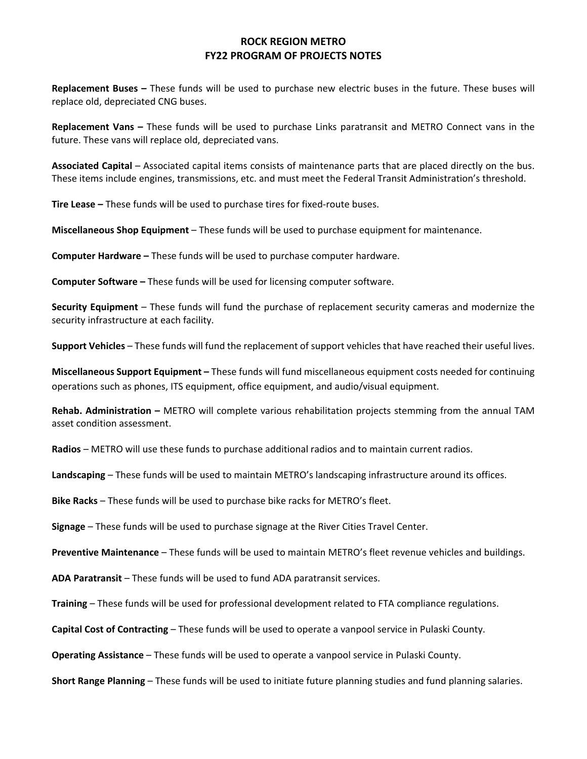# ROCK REGION METRO
## FY22 PROGRAM OF PROJECTS NOTES

**Replacement Buses –** These funds will be used to purchase new electric buses in the future. These buses will replace old, depreciated CNG buses.

**Replacement Vans –** These funds will be used to purchase Links paratransit and METRO Connect vans in the future. These vans will replace old, depreciated vans.

**Associated Capital** – Associated capital items consists of maintenance parts that are placed directly on the bus. These items include engines, transmissions, etc. and must meet the Federal Transit Administration's threshold.

**Tire Lease –** These funds will be used to purchase tires for fixed-route buses.

**Miscellaneous Shop Equipment** – These funds will be used to purchase equipment for maintenance.

**Computer Hardware –** These funds will be used to purchase computer hardware.

**Computer Software –** These funds will be used for licensing computer software.

**Security Equipment** – These funds will fund the purchase of replacement security cameras and modernize the security infrastructure at each facility.

**Support Vehicles** – These funds will fund the replacement of support vehicles that have reached their useful lives.

**Miscellaneous Support Equipment –** These funds will fund miscellaneous equipment costs needed for continuing operations such as phones, ITS equipment, office equipment, and audio/visual equipment.

**Rehab. Administration –** METRO will complete various rehabilitation projects stemming from the annual TAM asset condition assessment.

**Radios** – METRO will use these funds to purchase additional radios and to maintain current radios.

**Landscaping** – These funds will be used to maintain METRO's landscaping infrastructure around its offices.

**Bike Racks** – These funds will be used to purchase bike racks for METRO's fleet.

**Signage** – These funds will be used to purchase signage at the River Cities Travel Center.

**Preventive Maintenance** – These funds will be used to maintain METRO's fleet revenue vehicles and buildings.

**ADA Paratransit** – These funds will be used to fund ADA paratransit services.

**Training** – These funds will be used for professional development related to FTA compliance regulations.

**Capital Cost of Contracting** – These funds will be used to operate a vanpool service in Pulaski County.

**Operating Assistance** – These funds will be used to operate a vanpool service in Pulaski County.

**Short Range Planning** – These funds will be used to initiate future planning studies and fund planning salaries.